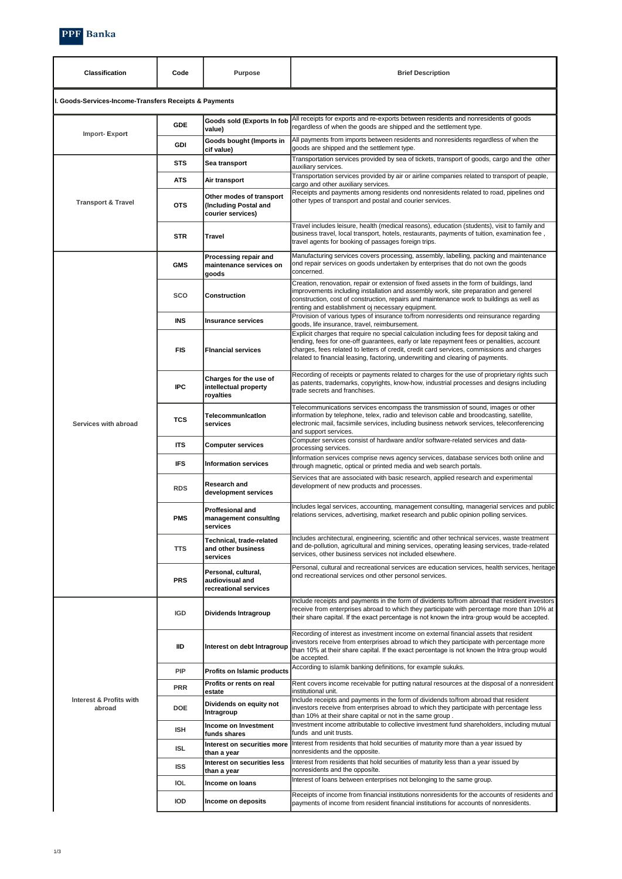PPF Banka

| Classification | Code | Purpose | Brief Description |
|---|---|---|---|
| **I. Goods-Services-Income-Transfers Receipts & Payments** | | | |
| **Import- Export** | **GDE** | **Goods sold (Exports In fob value)** | All receipts for exports and re-exports between residents and nonresidents of goods regardless of when the goods are shipped and the settlement type. |
| | **GDI** | **Goods bought (Imports in cif value)** | All payments from imports between residents and nonresidents regardless of when the goods are shipped and the settlement type. |
| **Transport & Travel** | **STS** | **Sea transport** | Transportation services provided by sea of tickets, transport of goods, cargo and the other auxiliary services. |
| | **ATS** | **Air transport** | Transportation services provided by air or airline companies related to transport of peaple, cargo and other auxiliary services. |
| | **OTS** | **Other modes of transport (Including Postal and courier services)** | Receipts and payments among residents ond nonresidents related to road, pipelines ond other types of transport and postal and courier services. |
| | **STR** | **Travel** | Travel includes leisure, health (medical reasons), education (students), visit to family and business travel, local transport, hotels, restaurants, payments of tuition, examination fee , travel agents for booking of passages foreign trips. |
| **Services with abroad** | **GMS** | **Processing repair and maintenance services on goods** | Manufacturing services covers processing, assembly, labelling, packing and maintenance ond repair services on goods undertaken by enterprises that do not own the goods concerned. |
| | **SCO** | **Construction** | Creation, renovation, repair or extension of fixed assets in the form of buildings, land improvements including installation and assembly work, site preparation and generel construction, cost of construction, repairs and maintenance work to buildings as well as renting and establishment oj necessary equipment. |
| | **INS** | **Insurance services** | Provision of various types of insurance to/from nonresidents and reinsurance regarding goods, life insurance, travel, reimbursement. |
| | **FIS** | **FInancial services** | Explicit charges that require no special calculation including fees for deposit taking and lending, fees for one-off guarantees, early or late repayment fees or penalities, account charges, fees related to letters of credit, credit card services, commissions and charges related to financial leasing, factoring, underwriting and clearing of payments. |
| | **IPC** | **Charges for the use of intellectual property royalties** | Recording of receipts or payments related to charges for the use of proprietary rights such as patents, trademarks, copyrights, know-how, industrial processes and designs including trade secrets and franchises. |
| | **TCS** | **Telecommunlcatlon services** | Telecommunications services encompass the transmission of sound, images or other information by telephone, telex, radio and televison cable and broodcasting, satellite, electronic mail, facsimile services, including business network services, teleconferencing and support services. |
| | **ITS** | **Computer services** | Computer services consist of hardware and/or software-related services and data-processing services. |
| | **IFS** | **Information services** | Information services comprise news agency services, database services both online and through magnetic, optical or printed media and web search portals. |
| | **RDS** | **Research and development services** | Services that are associated with basic research, applied research and experimental development of new products and processes. |
| | **PMS** | **Proffesional and management consultIng services** | Includes legal services, accounting, management consulting, managerial services and public relations services, advertising, market research and public opinion polling services. |
| | **TTS** | **Technical, trade-related and other business services** | Includes architectural, engineering, scientific and other technical services, waste treatment and de-pollution, agricultural and mining services, operating leasing services, trade-related services, other business services not included elsewhere. |
| | **PRS** | **Personal, cultural, audiovisual and recreational services** | Personal, cultural and recreational services are education services, health services, heritage ond recreational services ond other personol services. |
| **Interest & Profits with abroad** | **IGD** | **Dividends Intragroup** | Include receipts and payments in the form of dividents to/from abroad that resident investors receive from enterprises abroad to which they participate with percentage more than 10% at their share capital. If the exact percentage is not known the intra·group would be accepted. |
| | **IID** | **Interest on debt Intragroup** | Recording of interest as investment income on external financial assets that resident investors receive from enterprises abroad to which they participate with percentage more than 10% at their share capital. If the exact percentage is not known the Intra·group would be accepted. |
| | **PIP** | **Profits on Islamic products** | According to islamik banking definitions, for example sukuks. |
| | **PRR** | **Profits or rents on real estate** | Rent covers income receivable for putting natural resources at the disposal of a nonresident institutional unit. |
| | **DOE** | **Dividends on equity not Intragroup** | Include receipts and payments in the form of dividends to/from abroad that resident investors receive from enterprises abroad to which they participate with percentage less than 10% at their share capital or not in the same group . |
| | **ISH** | **Income on Investment funds shares** | Investment income attributable to collective investment fund shareholders, including mutual funds and unit trusts. |
| | **ISL** | **Interest on securities more than a year** | Interest from residents that hold securities of maturity more than a year issued by nonresidents and the opposite. |
| | **ISS** | **Interest on securities less than a year** | Interest from residents that hold securities of maturity less than a year issued by nonresidents and the opposite. |
| | **IOL** | **Income on loans** | Interest of loans between enterprises not belonging to the same group. |
| | **IOD** | **Income on deposits** | Receipts of income from financial institutions nonresidents for the accounts of residents and payments of income from resident financial institutions for accounts of nonresidents. |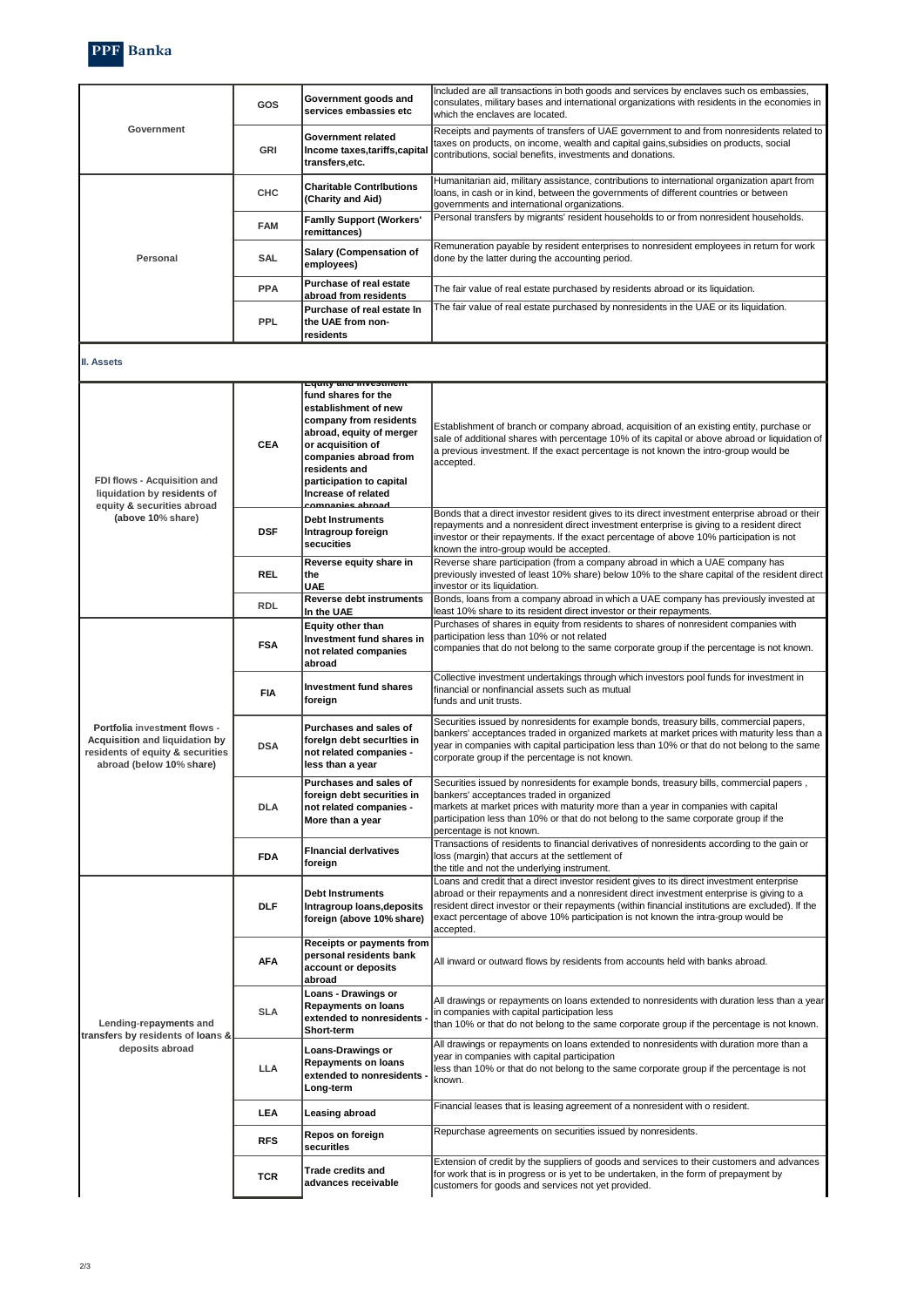| | | | |
|---|---|---|---|
| Government | GOS | Government goods and services embassies etc | Included are all transactions in both goods and services by enclaves such os embassies, consulates, military bases and international organizations with residents in the economies in which the enclaves are located. |
| | GRI | Government related Income taxes,tariffs,capital transfers,etc. | Receipts and payments of transfers of UAE government to and from nonresidents related to taxes on products, on income, wealth and capital gains,subsidies on products, social contributions, social benefits, investments and donations. |
| Personal | CHC | Charitable Contrlbutions (Charity and Aid) | Humanitarian aid, military assistance, contributions to international organization apart from loans, in cash or in kind, between the governments of different countries or between governments and international organizations. |
| | FAM | Famlly Support (Workers' remittances) | Personal transfers by migrants' resident households to or from nonresident households. |
| | SAL | Salary (Compensation of employees) | Remuneration payable by resident enterprises to nonresident employees in return for work done by the latter during the accounting period. |
| | PPA | Purchase of real estate abroad from residents | The fair value of real estate purchased by residents abroad or its liquidation. |
| | PPL | Purchase of real estate In the UAE from non-residents | The fair value of real estate purchased by nonresidents in the UAE or its liquidation. |

**II. Assets**

| | | | |
|---|---|---|---|
| FDI flows - Acquisition and liquidation by residents of equity & securities abroad (above 10% share) | CEA | Equity and investment fund shares for the establishment of new company from residents abroad, equity of merger or acquisition of companies abroad from residents and participation to capital Increase of related companies abroad | Establishment of branch or company abroad, acquisition of an existing entity, purchase or sale of additional shares with percentage 10% of its capital or above abroad or liquidation of a previous investment. If the exact percentage is not known the intro-group would be accepted. |
| | DSF | Debt Instruments Intragroup foreign secucities | Bonds that a direct investor resident gives to its direct investment enterprise abroad or their repayments and a nonresident direct investment enterprise is giving to a resident direct investor or their repayments. If the exact percentage of above 10% participation is not known the intro-group would be accepted. |
| | REL | Reverse equity share in the UAE | Reverse share participation (from a company abroad in which a UAE company has previously invested at least 10% share) below 10% to the share capital of the resident direct investor or its liquidation. |
| | RDL | Reverse debt instruments In the UAE | Bonds, loans from a company abroad in which a UAE company has previously invested at least 10% share to its resident direct investor or their repayments. |
| Portfolia investment flows - Acquisition and liquidation by residents of equity & securities abroad (below 10% share) | FSA | Equity other than Investment fund shares in not related companies abroad | Purchases of shares in equity from residents to shares of nonresident companies with participation less than 10% or not related companies that do not belong to the same corporate group if the percentage is not known. |
| | FIA | Investment fund shares foreign | Collective investment undertakings through which investors pool funds for investment in financial or nonfinancial assets such as mutual funds and unit trusts. |
| | DSA | Purchases and sales of foreign debt securlties in not related companies - less than a year | Securities issued by nonresidents for example bonds, treasury bills, commercial papers, bankers' acceptances traded in organized markets at market prices with maturity less than a year in companies with capital participation less than 10% or that do not belong to the same corporate group if the percentage is not known. |
| | DLA | Purchases and sales of foreign debt securities in not related companies - More than a year | Securities issued by nonresidents for example bonds, treasury bills, commercial papers , bankers' acceptances traded in organized markets at market prices with maturity more than a year in companies with capital participation less than 10% or that do not belong to the same corporate group if the percentage is not known. |
| | FDA | Financial derlvatives foreign | Transactions of residents to financial derivatives of nonresidents according to the gain or loss (margin) that accurs at the settlement of the title and not the underlying instrument. |
| Lending-repayments and transfers by residents of loans & deposits abroad | DLF | Debt Instruments Intragroup loans,deposits foreign (above 10% share) | Loans and credit that a direct investor resident gives to its direct investment enterprise abroad or their repayments and a nonresident direct investment enterprise is giving to a resident direct investor or their repayments (within financial institutions are excluded). If the exact percentage of above 10% participation is not known the intra-group would be accepted. |
| | AFA | Receipts or payments from personal residents bank account or deposits abroad | All inward or outward flows by residents from accounts held with banks abroad. |
| | SLA | Loans - Drawings or Repayments on loans extended to nonresidents - Short-term | All drawings or repayments on loans extended to nonresidents with duration less than a year in companies with capital participation less than 10% or that do not belong to the same corporate group if the percentage is not known. |
| | LLA | Loans-Drawings or Repayments on loans extended to nonresidents - Long-term | All drawings or repayments on loans extended to nonresidents with duration more than a year in companies with capital participation less than 10% or that do not belong to the same corporate group if the percentage is not known. |
| | LEA | Leasing abroad | Financial leases that is leasing agreement of a nonresident with o resident. |
| | RFS | Repos on foreign securites | Repurchase agreements on securities issued by nonresidents. |
| | TCR | Trade credits and advances receivable | Extension of credit by the suppliers of goods and services to their customers and advances for work that is in progress or is yet to be undertaken, in the form of prepayment by customers for goods and services not yet provided. |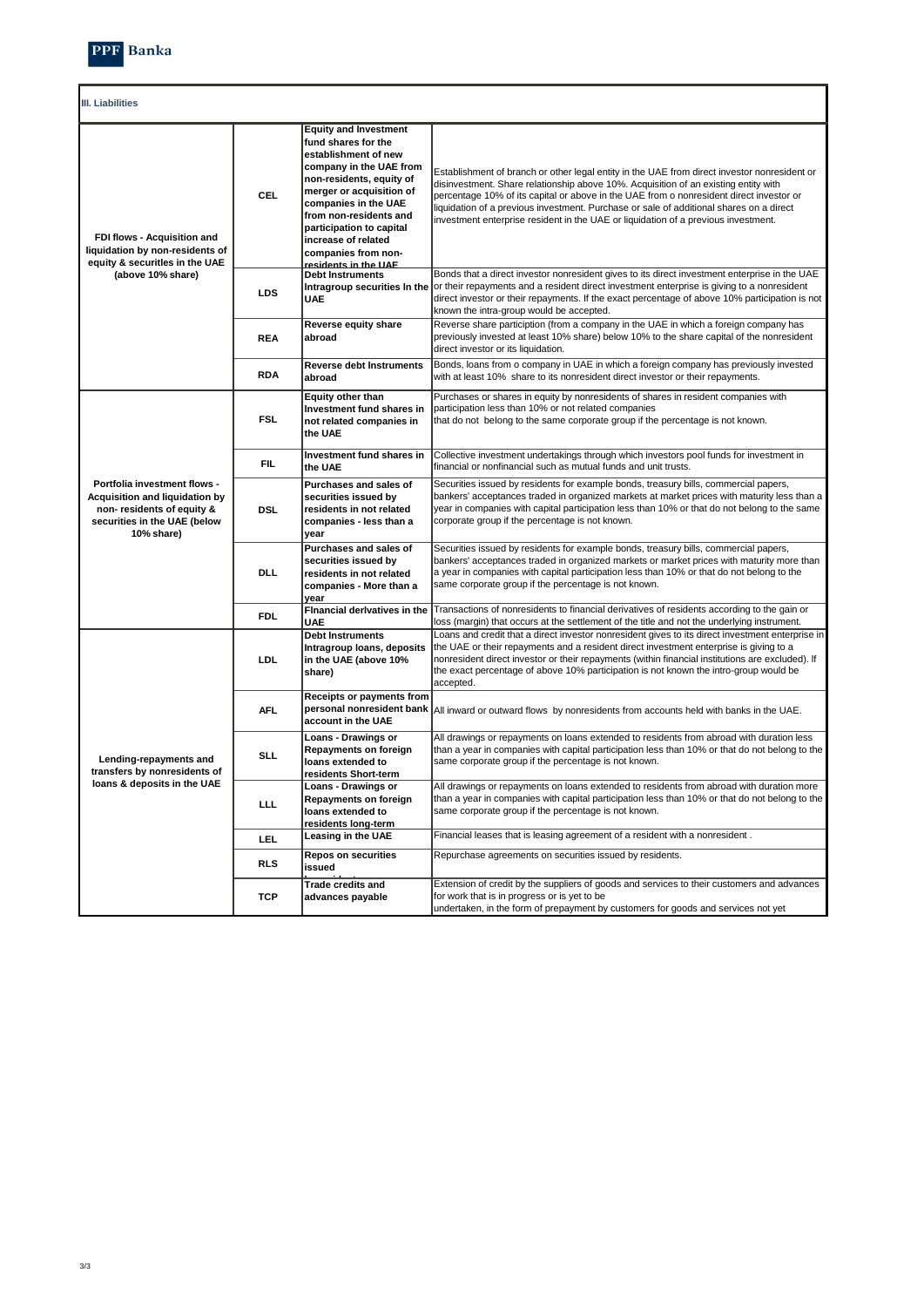**III. Liabilities**

| | | | |
|---|---|---|---|
| **FDI flows - Acquisition and liquidation by non-residents of equity & securitles in the UAE (above 10% share)** | **CEL** | **Equity and Investment fund shares for the establishment of new company in the UAE from non-residents, equity of merger or acquisition of companies in the UAE from non-residents and participation to capital increase of related companies from non-residents in the UAE** | Establishment of branch or other legal entity in the UAE from direct investor nonresident or disinvestment. Share relationship above 10%. Acquisition of an existing entity with percentage 10% of its capital or above in the UAE from o nonresident direct investor or liquidation of a previous investment. Purchase or sale of additional shares on a direct investment enterprise resident in the UAE or liquidation of a previous investment. |
| | **LDS** | **Debt Instruments Intragroup securities In the UAE** | Bonds that a direct investor nonresident gives to its direct investment enterprise in the UAE or their repayments and a resident direct investment enterprise is giving to a nonresident direct investor or their repayments. If the exact percentage of above 10% participation is not known the intra-group would be accepted. |
| | **REA** | **Reverse equity share abroad** | Reverse share particiption (from a company in the UAE in which a foreign company has previously invested at least 10% share) below 10% to the share capital of the nonresident direct investor or its liquidation. |
| | **RDA** | **Reverse debt Instruments abroad** | Bonds, loans from o company in UAE in which a foreign company has previously invested with at least 10% share to its nonresident direct investor or their repayments. |
| **Portfolia investment flows - Acquisition and liquidation by non- residents of equity & securities in the UAE (below 10% share)** | **FSL** | **Equity other than Investment fund shares in not related companies in the UAE** | Purchases or shares in equity by nonresidents of shares in resident companies with participation less than 10% or not related companies that do not belong to the same corporate group if the percentage is not known. |
| | **FIL** | **Investment fund shares in the UAE** | Collective investment undertakings through which investors pool funds for investment in financial or nonfinancial such as mutual funds and unit trusts. |
| | **DSL** | **Purchases and sales of securities issued by residents in not related companies - less than a year** | Securities issued by residents for example bonds, treasury bills, commercial papers, bankers' acceptances traded in organized markets at market prices with maturity less than a year in companies with capital participation less than 10% or that do not belong to the same corporate group if the percentage is not known. |
| | **DLL** | **Purchases and sales of securities issued by residents in not related companies - More than a year** | Securities issued by residents for example bonds, treasury bills, commercial papers, bankers' acceptances traded in organized markets or market prices with maturity more than a year in companies with capital participation less than 10% or that do not belong to the same corporate group if the percentage is not known. |
| | **FDL** | **FInancial derlvatives in the UAE** | Transactions of nonresidents to financial derivatives of residents according to the gain or loss (margin) that occurs at the settlement of the title and not the underlying instrument. |
| **Lending-repayments and transfers by nonresidents of loans & deposits in the UAE** | **LDL** | **Debt Instruments Intragroup loans, deposits in the UAE (above 10% share)** | Loans and credit that a direct investor nonresident gives to its direct investment enterprise in the UAE or their repayments and a resident direct investment enterprise is giving to a nonresident direct investor or their repayments (within financial institutions are excluded). If the exact percentage of above 10% participation is not known the intro-group would be accepted. |
| | **AFL** | **Receipts or payments from personal nonresident bank account in the UAE** | All inward or outward flows by nonresidents from accounts held with banks in the UAE. |
| | **SLL** | **Loans - Drawings or Repayments on foreign loans extended to residents Short-term** | All drawings or repayments on loans extended to residents from abroad with duration less than a year in companies with capital participation less than 10% or that do not belong to the same corporate group if the percentage is not known. |
| | **LLL** | **Loans - Drawings or Repayments on foreign loans extended to residents long-term** | All drawings or repayments on loans extended to residents from abroad with duration more than a year in companies with capital participation less than 10% or that do not belong to the same corporate group if the percentage is not known. |
| | **LEL** | **Leasing in the UAE** | Financial leases that is leasing agreement of a resident with a nonresident . |
| | **RLS** | **Repos on securities issued** | Repurchase agreements on securities issued by residents. |
| | **TCP** | **Trade credits and advances payable** | Extension of credit by the suppliers of goods and services to their customers and advances for work that is in progress or is yet to be undertaken, in the form of prepayment by customers for goods and services not yet |